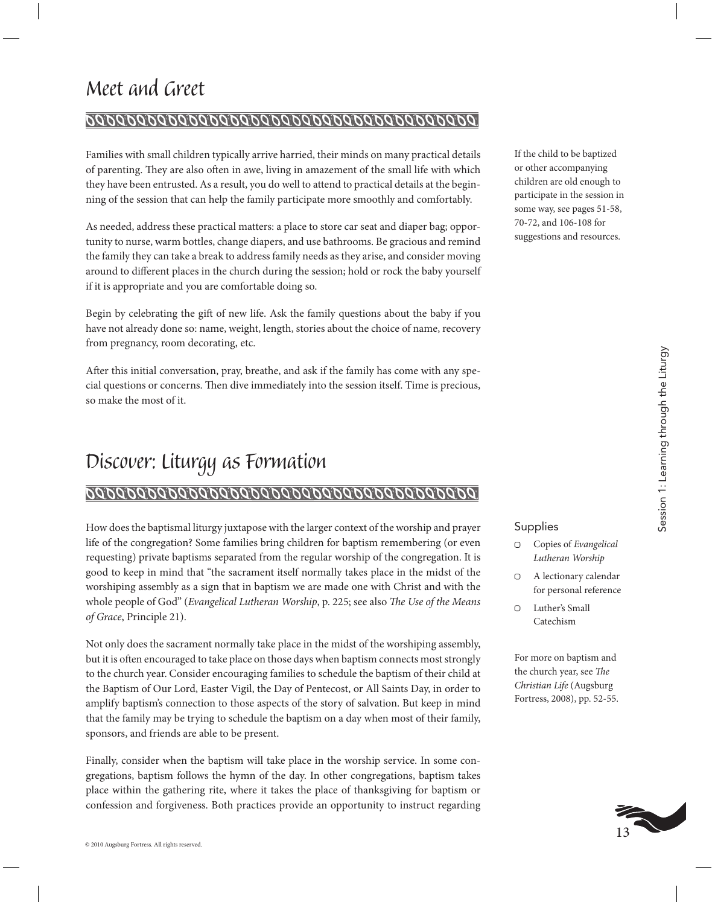## Meet and Greet

Families with small children typically arrive harried, their minds on many practical details of parenting. They are also often in awe, living in amazement of the small life with which they have been entrusted. As a result, you do well to attend to practical details at the beginning of the session that can help the family participate more smoothly and comfortably.

As needed, address these practical matters: a place to store car seat and diaper bag; opportunity to nurse, warm bottles, change diapers, and use bathrooms. Be gracious and remind the family they can take a break to address family needs as they arise, and consider moving around to different places in the church during the session; hold or rock the baby yourself if it is appropriate and you are comfortable doing so.

Begin by celebrating the gift of new life. Ask the family questions about the baby if you have not already done so: name, weight, length, stories about the choice of name, recovery from pregnancy, room decorating, etc.

After this initial conversation, pray, breathe, and ask if the family has come with any special questions or concerns. Then dive immediately into the session itself. Time is precious, so make the most of it.

If the child to be baptized or other accompanying children are old enough to participate in the session in some way, see pages 51-58, 70-72, and 106-108 for suggestions and resources.

## Discover: Liturgy as Formation

How does the baptismal liturgy juxtapose with the larger context of the worship and prayer life of the congregation? Some families bring children for baptism remembering (or even requesting) private baptisms separated from the regular worship of the congregation. It is good to keep in mind that "the sacrament itself normally takes place in the midst of the worshiping assembly as a sign that in baptism we are made one with Christ and with the whole people of God" (*Evangelical Lutheran Worship*, p. 225; see also *The Use of the Means of Grace*, Principle 21).

Not only does the sacrament normally take place in the midst of the worshiping assembly, but it is often encouraged to take place on those days when baptism connects most strongly to the church year. Consider encouraging families to schedule the baptism of their child at the Baptism of Our Lord, Easter Vigil, the Day of Pentecost, or All Saints Day, in order to amplify baptism's connection to those aspects of the story of salvation. But keep in mind that the family may be trying to schedule the baptism on a day when most of their family, sponsors, and friends are able to be present.

Finally, consider when the baptism will take place in the worship service. In some congregations, baptism follows the hymn of the day. In other congregations, baptism takes place within the gathering rite, where it takes the place of thanksgiving for baptism or confession and forgiveness. Both practices provide an opportunity to instruct regarding

### Supplies

- ▢ Copies of *Evangelical Lutheran Worship*
- ▢ A lectionary calendar for personal reference
- ▢ Luther's Small Catechism

For more on baptism and the church year, see *The Christian Life* (Augsburg Fortress, 2008), pp. 52-55.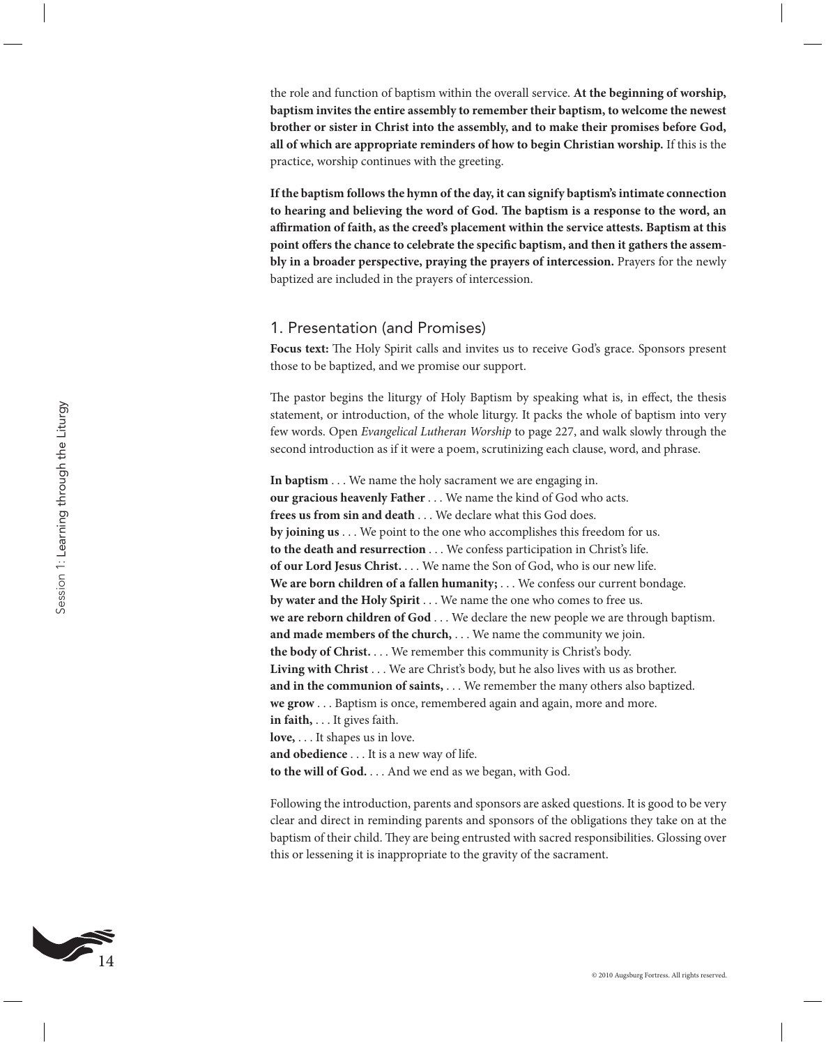the role and function of baptism within the overall service. **At the beginning of worship, baptism invites the entire assembly to remember their baptism, to welcome the newest brother or sister in Christ into the assembly, and to make their promises before God, all of which are appropriate reminders of how to begin Christian worship.** If this is the practice, worship continues with the greeting.

**If the baptism follows the hymn of the day, it can signify baptism's intimate connection to hearing and believing the word of God. The baptism is a response to the word, an affirmation of faith, as the creed's placement within the service attests. Baptism at this point offers the chance to celebrate the specific baptism, and then it gathers the assembly in a broader perspective, praying the prayers of intercession.** Prayers for the newly baptized are included in the prayers of intercession.

## 1. Presentation (and Promises)

**Focus text:** The Holy Spirit calls and invites us to receive God's grace. Sponsors present those to be baptized, and we promise our support.

The pastor begins the liturgy of Holy Baptism by speaking what is, in effect, the thesis statement, or introduction, of the whole liturgy. It packs the whole of baptism into very few words. Open *Evangelical Lutheran Worship* to page 227, and walk slowly through the second introduction as if it were a poem, scrutinizing each clause, word, and phrase.

**In baptism** . . . We name the holy sacrament we are engaging in.
**our gracious heavenly Father** . . . We name the kind of God who acts.
**frees us from sin and death** . . . We declare what this God does.
**by joining us** . . . We point to the one who accomplishes this freedom for us.
**to the death and resurrection** . . . We confess participation in Christ's life.
**of our Lord Jesus Christ.** . . . We name the Son of God, who is our new life.
**We are born children of a fallen humanity;** . . . We confess our current bondage.
**by water and the Holy Spirit** . . . We name the one who comes to free us.
**we are reborn children of God** . . . We declare the new people we are through baptism.
**and made members of the church,** . . . We name the community we join.
**the body of Christ.** . . . We remember this community is Christ's body.
**Living with Christ** . . . We are Christ's body, but he also lives with us as brother.
**and in the communion of saints,** . . . We remember the many others also baptized.
**we grow** . . . Baptism is once, remembered again and again, more and more.
**in faith,** . . . It gives faith.
**love,** . . . It shapes us in love.
**and obedience** . . . It is a new way of life.
**to the will of God.** . . . And we end as we began, with God.

Following the introduction, parents and sponsors are asked questions. It is good to be very clear and direct in reminding parents and sponsors of the obligations they take on at the baptism of their child. They are being entrusted with sacred responsibilities. Glossing over this or lessening it is inappropriate to the gravity of the sacrament.